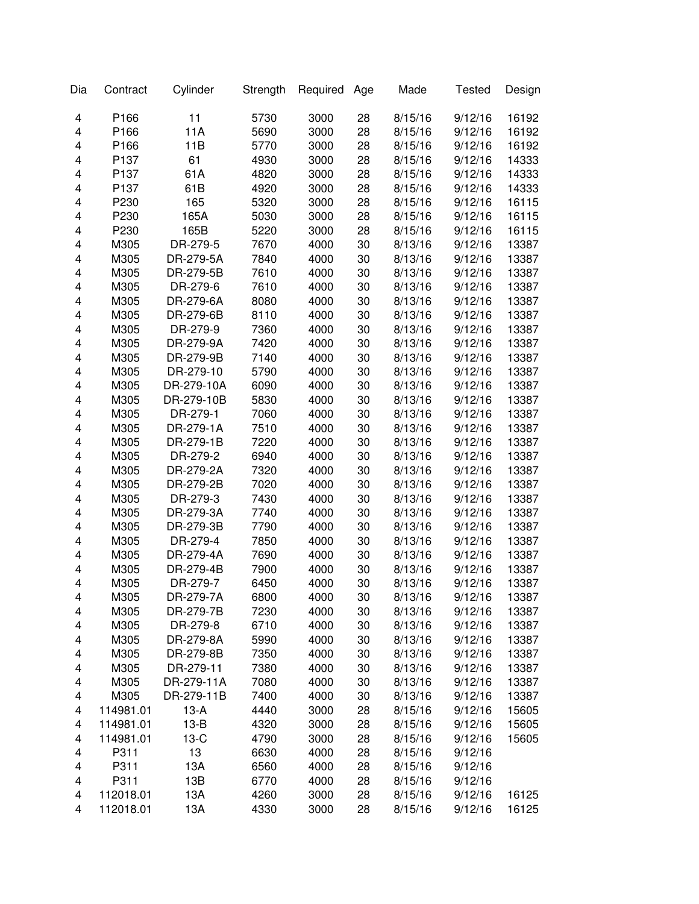| Dia | Contract | Cylinder | Strength | Required | Age | Made | Tested | Design |
|---|---|---|---|---|---|---|---|---|
| 4 | P166 | 11 | 5730 | 3000 | 28 | 8/15/16 | 9/12/16 | 16192 |
| 4 | P166 | 11A | 5690 | 3000 | 28 | 8/15/16 | 9/12/16 | 16192 |
| 4 | P166 | 11B | 5770 | 3000 | 28 | 8/15/16 | 9/12/16 | 16192 |
| 4 | P137 | 61 | 4930 | 3000 | 28 | 8/15/16 | 9/12/16 | 14333 |
| 4 | P137 | 61A | 4820 | 3000 | 28 | 8/15/16 | 9/12/16 | 14333 |
| 4 | P137 | 61B | 4920 | 3000 | 28 | 8/15/16 | 9/12/16 | 14333 |
| 4 | P230 | 165 | 5320 | 3000 | 28 | 8/15/16 | 9/12/16 | 16115 |
| 4 | P230 | 165A | 5030 | 3000 | 28 | 8/15/16 | 9/12/16 | 16115 |
| 4 | P230 | 165B | 5220 | 3000 | 28 | 8/15/16 | 9/12/16 | 16115 |
| 4 | M305 | DR-279-5 | 7670 | 4000 | 30 | 8/13/16 | 9/12/16 | 13387 |
| 4 | M305 | DR-279-5A | 7840 | 4000 | 30 | 8/13/16 | 9/12/16 | 13387 |
| 4 | M305 | DR-279-5B | 7610 | 4000 | 30 | 8/13/16 | 9/12/16 | 13387 |
| 4 | M305 | DR-279-6 | 7610 | 4000 | 30 | 8/13/16 | 9/12/16 | 13387 |
| 4 | M305 | DR-279-6A | 8080 | 4000 | 30 | 8/13/16 | 9/12/16 | 13387 |
| 4 | M305 | DR-279-6B | 8110 | 4000 | 30 | 8/13/16 | 9/12/16 | 13387 |
| 4 | M305 | DR-279-9 | 7360 | 4000 | 30 | 8/13/16 | 9/12/16 | 13387 |
| 4 | M305 | DR-279-9A | 7420 | 4000 | 30 | 8/13/16 | 9/12/16 | 13387 |
| 4 | M305 | DR-279-9B | 7140 | 4000 | 30 | 8/13/16 | 9/12/16 | 13387 |
| 4 | M305 | DR-279-10 | 5790 | 4000 | 30 | 8/13/16 | 9/12/16 | 13387 |
| 4 | M305 | DR-279-10A | 6090 | 4000 | 30 | 8/13/16 | 9/12/16 | 13387 |
| 4 | M305 | DR-279-10B | 5830 | 4000 | 30 | 8/13/16 | 9/12/16 | 13387 |
| 4 | M305 | DR-279-1 | 7060 | 4000 | 30 | 8/13/16 | 9/12/16 | 13387 |
| 4 | M305 | DR-279-1A | 7510 | 4000 | 30 | 8/13/16 | 9/12/16 | 13387 |
| 4 | M305 | DR-279-1B | 7220 | 4000 | 30 | 8/13/16 | 9/12/16 | 13387 |
| 4 | M305 | DR-279-2 | 6940 | 4000 | 30 | 8/13/16 | 9/12/16 | 13387 |
| 4 | M305 | DR-279-2A | 7320 | 4000 | 30 | 8/13/16 | 9/12/16 | 13387 |
| 4 | M305 | DR-279-2B | 7020 | 4000 | 30 | 8/13/16 | 9/12/16 | 13387 |
| 4 | M305 | DR-279-3 | 7430 | 4000 | 30 | 8/13/16 | 9/12/16 | 13387 |
| 4 | M305 | DR-279-3A | 7740 | 4000 | 30 | 8/13/16 | 9/12/16 | 13387 |
| 4 | M305 | DR-279-3B | 7790 | 4000 | 30 | 8/13/16 | 9/12/16 | 13387 |
| 4 | M305 | DR-279-4 | 7850 | 4000 | 30 | 8/13/16 | 9/12/16 | 13387 |
| 4 | M305 | DR-279-4A | 7690 | 4000 | 30 | 8/13/16 | 9/12/16 | 13387 |
| 4 | M305 | DR-279-4B | 7900 | 4000 | 30 | 8/13/16 | 9/12/16 | 13387 |
| 4 | M305 | DR-279-7 | 6450 | 4000 | 30 | 8/13/16 | 9/12/16 | 13387 |
| 4 | M305 | DR-279-7A | 6800 | 4000 | 30 | 8/13/16 | 9/12/16 | 13387 |
| 4 | M305 | DR-279-7B | 7230 | 4000 | 30 | 8/13/16 | 9/12/16 | 13387 |
| 4 | M305 | DR-279-8 | 6710 | 4000 | 30 | 8/13/16 | 9/12/16 | 13387 |
| 4 | M305 | DR-279-8A | 5990 | 4000 | 30 | 8/13/16 | 9/12/16 | 13387 |
| 4 | M305 | DR-279-8B | 7350 | 4000 | 30 | 8/13/16 | 9/12/16 | 13387 |
| 4 | M305 | DR-279-11 | 7380 | 4000 | 30 | 8/13/16 | 9/12/16 | 13387 |
| 4 | M305 | DR-279-11A | 7080 | 4000 | 30 | 8/13/16 | 9/12/16 | 13387 |
| 4 | M305 | DR-279-11B | 7400 | 4000 | 30 | 8/13/16 | 9/12/16 | 13387 |
| 4 | 114981.01 | 13-A | 4440 | 3000 | 28 | 8/15/16 | 9/12/16 | 15605 |
| 4 | 114981.01 | 13-B | 4320 | 3000 | 28 | 8/15/16 | 9/12/16 | 15605 |
| 4 | 114981.01 | 13-C | 4790 | 3000 | 28 | 8/15/16 | 9/12/16 | 15605 |
| 4 | P311 | 13 | 6630 | 4000 | 28 | 8/15/16 | 9/12/16 | |
| 4 | P311 | 13A | 6560 | 4000 | 28 | 8/15/16 | 9/12/16 | |
| 4 | P311 | 13B | 6770 | 4000 | 28 | 8/15/16 | 9/12/16 | |
| 4 | 112018.01 | 13A | 4260 | 3000 | 28 | 8/15/16 | 9/12/16 | 16125 |
| 4 | 112018.01 | 13A | 4330 | 3000 | 28 | 8/15/16 | 9/12/16 | 16125 |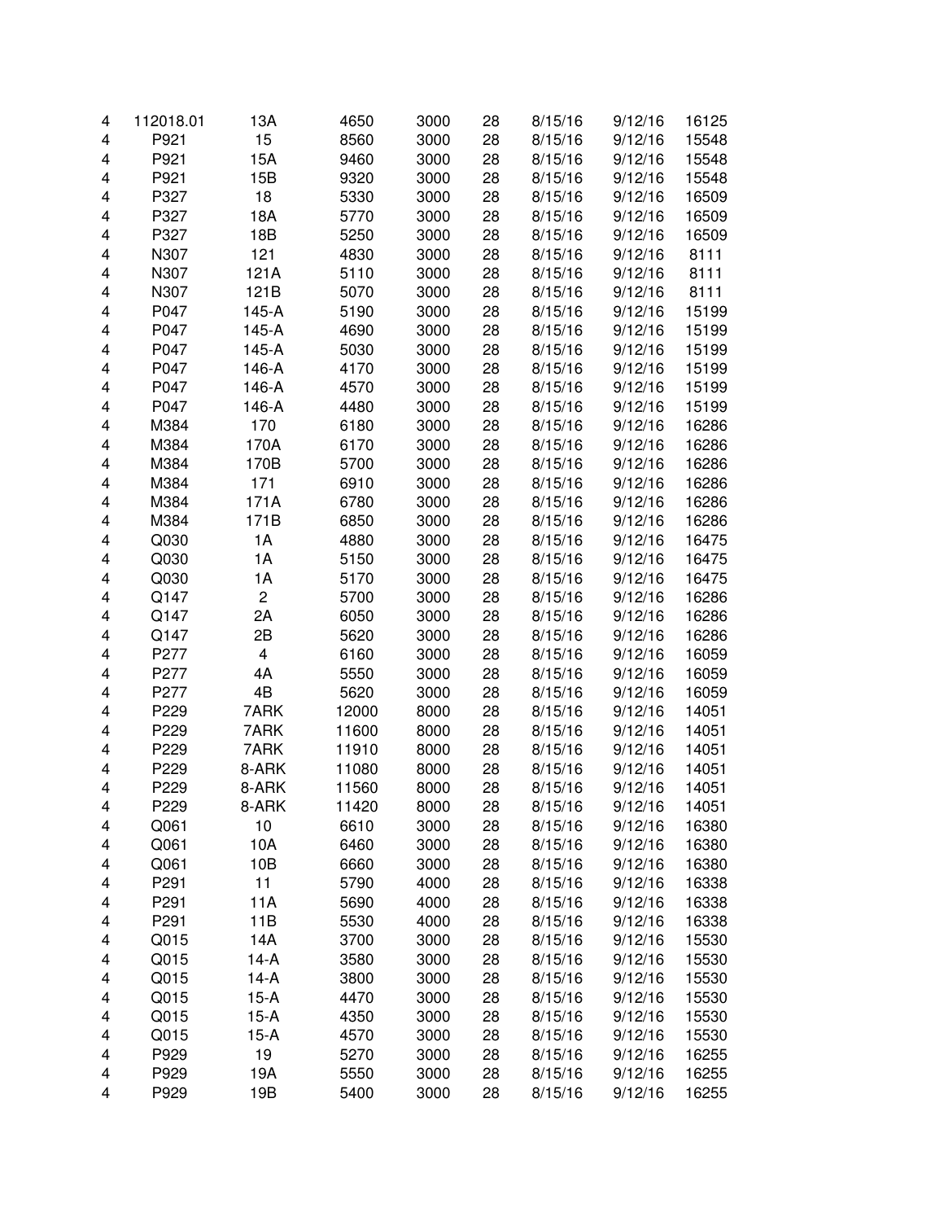| | | | | | | | | |
|---|---|---|---|---|---|---|---|---|
| 4 | 112018.01 | 13A | 4650 | 3000 | 28 | 8/15/16 | 9/12/16 | 16125 |
| 4 | P921 | 15 | 8560 | 3000 | 28 | 8/15/16 | 9/12/16 | 15548 |
| 4 | P921 | 15A | 9460 | 3000 | 28 | 8/15/16 | 9/12/16 | 15548 |
| 4 | P921 | 15B | 9320 | 3000 | 28 | 8/15/16 | 9/12/16 | 15548 |
| 4 | P327 | 18 | 5330 | 3000 | 28 | 8/15/16 | 9/12/16 | 16509 |
| 4 | P327 | 18A | 5770 | 3000 | 28 | 8/15/16 | 9/12/16 | 16509 |
| 4 | P327 | 18B | 5250 | 3000 | 28 | 8/15/16 | 9/12/16 | 16509 |
| 4 | N307 | 121 | 4830 | 3000 | 28 | 8/15/16 | 9/12/16 | 8111 |
| 4 | N307 | 121A | 5110 | 3000 | 28 | 8/15/16 | 9/12/16 | 8111 |
| 4 | N307 | 121B | 5070 | 3000 | 28 | 8/15/16 | 9/12/16 | 8111 |
| 4 | P047 | 145-A | 5190 | 3000 | 28 | 8/15/16 | 9/12/16 | 15199 |
| 4 | P047 | 145-A | 4690 | 3000 | 28 | 8/15/16 | 9/12/16 | 15199 |
| 4 | P047 | 145-A | 5030 | 3000 | 28 | 8/15/16 | 9/12/16 | 15199 |
| 4 | P047 | 146-A | 4170 | 3000 | 28 | 8/15/16 | 9/12/16 | 15199 |
| 4 | P047 | 146-A | 4570 | 3000 | 28 | 8/15/16 | 9/12/16 | 15199 |
| 4 | P047 | 146-A | 4480 | 3000 | 28 | 8/15/16 | 9/12/16 | 15199 |
| 4 | M384 | 170 | 6180 | 3000 | 28 | 8/15/16 | 9/12/16 | 16286 |
| 4 | M384 | 170A | 6170 | 3000 | 28 | 8/15/16 | 9/12/16 | 16286 |
| 4 | M384 | 170B | 5700 | 3000 | 28 | 8/15/16 | 9/12/16 | 16286 |
| 4 | M384 | 171 | 6910 | 3000 | 28 | 8/15/16 | 9/12/16 | 16286 |
| 4 | M384 | 171A | 6780 | 3000 | 28 | 8/15/16 | 9/12/16 | 16286 |
| 4 | M384 | 171B | 6850 | 3000 | 28 | 8/15/16 | 9/12/16 | 16286 |
| 4 | Q030 | 1A | 4880 | 3000 | 28 | 8/15/16 | 9/12/16 | 16475 |
| 4 | Q030 | 1A | 5150 | 3000 | 28 | 8/15/16 | 9/12/16 | 16475 |
| 4 | Q030 | 1A | 5170 | 3000 | 28 | 8/15/16 | 9/12/16 | 16475 |
| 4 | Q147 | 2 | 5700 | 3000 | 28 | 8/15/16 | 9/12/16 | 16286 |
| 4 | Q147 | 2A | 6050 | 3000 | 28 | 8/15/16 | 9/12/16 | 16286 |
| 4 | Q147 | 2B | 5620 | 3000 | 28 | 8/15/16 | 9/12/16 | 16286 |
| 4 | P277 | 4 | 6160 | 3000 | 28 | 8/15/16 | 9/12/16 | 16059 |
| 4 | P277 | 4A | 5550 | 3000 | 28 | 8/15/16 | 9/12/16 | 16059 |
| 4 | P277 | 4B | 5620 | 3000 | 28 | 8/15/16 | 9/12/16 | 16059 |
| 4 | P229 | 7ARK | 12000 | 8000 | 28 | 8/15/16 | 9/12/16 | 14051 |
| 4 | P229 | 7ARK | 11600 | 8000 | 28 | 8/15/16 | 9/12/16 | 14051 |
| 4 | P229 | 7ARK | 11910 | 8000 | 28 | 8/15/16 | 9/12/16 | 14051 |
| 4 | P229 | 8-ARK | 11080 | 8000 | 28 | 8/15/16 | 9/12/16 | 14051 |
| 4 | P229 | 8-ARK | 11560 | 8000 | 28 | 8/15/16 | 9/12/16 | 14051 |
| 4 | P229 | 8-ARK | 11420 | 8000 | 28 | 8/15/16 | 9/12/16 | 14051 |
| 4 | Q061 | 10 | 6610 | 3000 | 28 | 8/15/16 | 9/12/16 | 16380 |
| 4 | Q061 | 10A | 6460 | 3000 | 28 | 8/15/16 | 9/12/16 | 16380 |
| 4 | Q061 | 10B | 6660 | 3000 | 28 | 8/15/16 | 9/12/16 | 16380 |
| 4 | P291 | 11 | 5790 | 4000 | 28 | 8/15/16 | 9/12/16 | 16338 |
| 4 | P291 | 11A | 5690 | 4000 | 28 | 8/15/16 | 9/12/16 | 16338 |
| 4 | P291 | 11B | 5530 | 4000 | 28 | 8/15/16 | 9/12/16 | 16338 |
| 4 | Q015 | 14A | 3700 | 3000 | 28 | 8/15/16 | 9/12/16 | 15530 |
| 4 | Q015 | 14-A | 3580 | 3000 | 28 | 8/15/16 | 9/12/16 | 15530 |
| 4 | Q015 | 14-A | 3800 | 3000 | 28 | 8/15/16 | 9/12/16 | 15530 |
| 4 | Q015 | 15-A | 4470 | 3000 | 28 | 8/15/16 | 9/12/16 | 15530 |
| 4 | Q015 | 15-A | 4350 | 3000 | 28 | 8/15/16 | 9/12/16 | 15530 |
| 4 | Q015 | 15-A | 4570 | 3000 | 28 | 8/15/16 | 9/12/16 | 15530 |
| 4 | P929 | 19 | 5270 | 3000 | 28 | 8/15/16 | 9/12/16 | 16255 |
| 4 | P929 | 19A | 5550 | 3000 | 28 | 8/15/16 | 9/12/16 | 16255 |
| 4 | P929 | 19B | 5400 | 3000 | 28 | 8/15/16 | 9/12/16 | 16255 |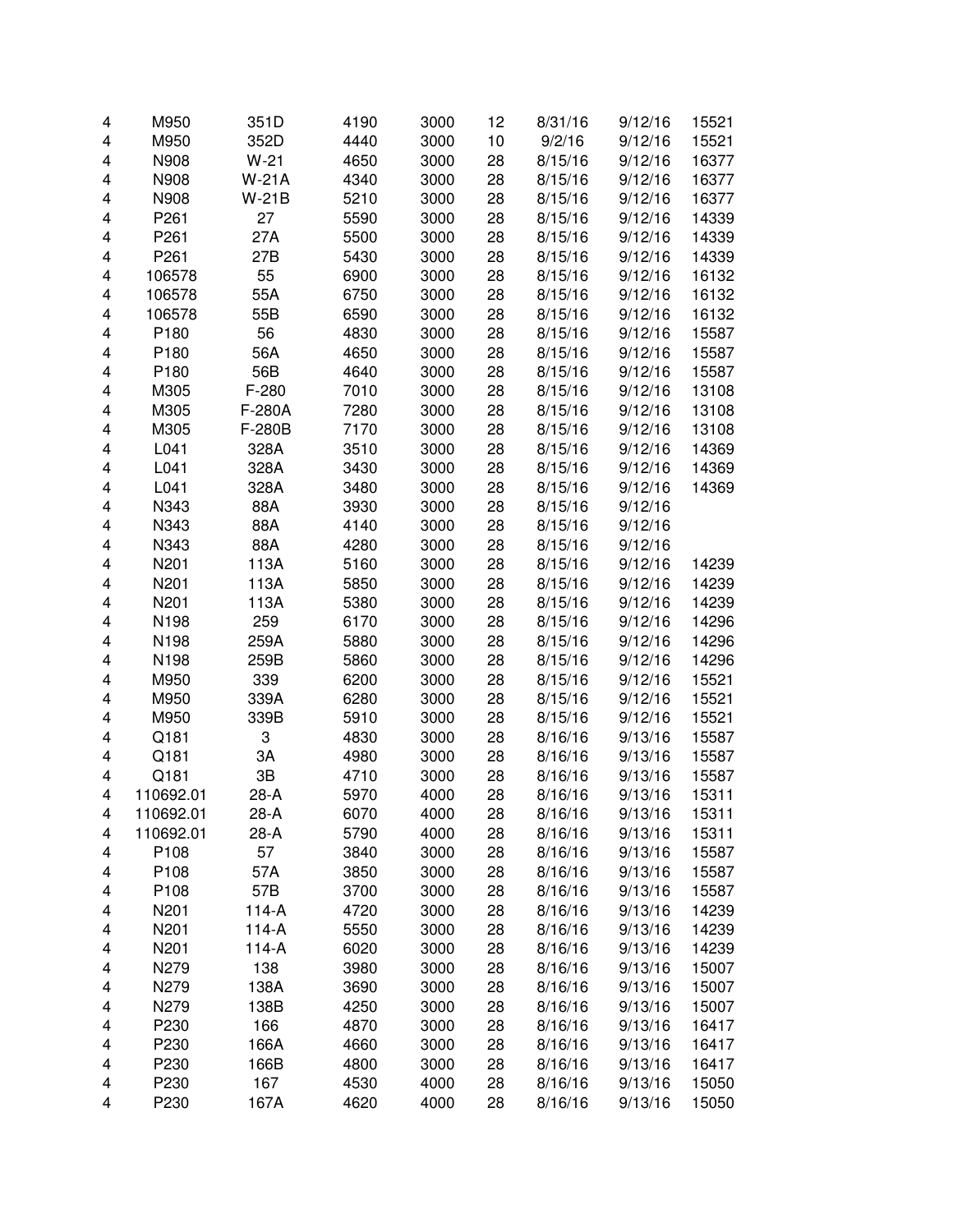|   |   |   |   |   |   |   |   |   |
|---|---|---|---|---|---|---|---|---|
| 4 | M950 | 351D | 4190 | 3000 | 12 | 8/31/16 | 9/12/16 | 15521 |
| 4 | M950 | 352D | 4440 | 3000 | 10 | 9/2/16 | 9/12/16 | 15521 |
| 4 | N908 | W-21 | 4650 | 3000 | 28 | 8/15/16 | 9/12/16 | 16377 |
| 4 | N908 | W-21A | 4340 | 3000 | 28 | 8/15/16 | 9/12/16 | 16377 |
| 4 | N908 | W-21B | 5210 | 3000 | 28 | 8/15/16 | 9/12/16 | 16377 |
| 4 | P261 | 27 | 5590 | 3000 | 28 | 8/15/16 | 9/12/16 | 14339 |
| 4 | P261 | 27A | 5500 | 3000 | 28 | 8/15/16 | 9/12/16 | 14339 |
| 4 | P261 | 27B | 5430 | 3000 | 28 | 8/15/16 | 9/12/16 | 14339 |
| 4 | 106578 | 55 | 6900 | 3000 | 28 | 8/15/16 | 9/12/16 | 16132 |
| 4 | 106578 | 55A | 6750 | 3000 | 28 | 8/15/16 | 9/12/16 | 16132 |
| 4 | 106578 | 55B | 6590 | 3000 | 28 | 8/15/16 | 9/12/16 | 16132 |
| 4 | P180 | 56 | 4830 | 3000 | 28 | 8/15/16 | 9/12/16 | 15587 |
| 4 | P180 | 56A | 4650 | 3000 | 28 | 8/15/16 | 9/12/16 | 15587 |
| 4 | P180 | 56B | 4640 | 3000 | 28 | 8/15/16 | 9/12/16 | 15587 |
| 4 | M305 | F-280 | 7010 | 3000 | 28 | 8/15/16 | 9/12/16 | 13108 |
| 4 | M305 | F-280A | 7280 | 3000 | 28 | 8/15/16 | 9/12/16 | 13108 |
| 4 | M305 | F-280B | 7170 | 3000 | 28 | 8/15/16 | 9/12/16 | 13108 |
| 4 | L041 | 328A | 3510 | 3000 | 28 | 8/15/16 | 9/12/16 | 14369 |
| 4 | L041 | 328A | 3430 | 3000 | 28 | 8/15/16 | 9/12/16 | 14369 |
| 4 | L041 | 328A | 3480 | 3000 | 28 | 8/15/16 | 9/12/16 | 14369 |
| 4 | N343 | 88A | 3930 | 3000 | 28 | 8/15/16 | 9/12/16 | |
| 4 | N343 | 88A | 4140 | 3000 | 28 | 8/15/16 | 9/12/16 | |
| 4 | N343 | 88A | 4280 | 3000 | 28 | 8/15/16 | 9/12/16 | |
| 4 | N201 | 113A | 5160 | 3000 | 28 | 8/15/16 | 9/12/16 | 14239 |
| 4 | N201 | 113A | 5850 | 3000 | 28 | 8/15/16 | 9/12/16 | 14239 |
| 4 | N201 | 113A | 5380 | 3000 | 28 | 8/15/16 | 9/12/16 | 14239 |
| 4 | N198 | 259 | 6170 | 3000 | 28 | 8/15/16 | 9/12/16 | 14296 |
| 4 | N198 | 259A | 5880 | 3000 | 28 | 8/15/16 | 9/12/16 | 14296 |
| 4 | N198 | 259B | 5860 | 3000 | 28 | 8/15/16 | 9/12/16 | 14296 |
| 4 | M950 | 339 | 6200 | 3000 | 28 | 8/15/16 | 9/12/16 | 15521 |
| 4 | M950 | 339A | 6280 | 3000 | 28 | 8/15/16 | 9/12/16 | 15521 |
| 4 | M950 | 339B | 5910 | 3000 | 28 | 8/15/16 | 9/12/16 | 15521 |
| 4 | Q181 | 3 | 4830 | 3000 | 28 | 8/16/16 | 9/13/16 | 15587 |
| 4 | Q181 | 3A | 4980 | 3000 | 28 | 8/16/16 | 9/13/16 | 15587 |
| 4 | Q181 | 3B | 4710 | 3000 | 28 | 8/16/16 | 9/13/16 | 15587 |
| 4 | 110692.01 | 28-A | 5970 | 4000 | 28 | 8/16/16 | 9/13/16 | 15311 |
| 4 | 110692.01 | 28-A | 6070 | 4000 | 28 | 8/16/16 | 9/13/16 | 15311 |
| 4 | 110692.01 | 28-A | 5790 | 4000 | 28 | 8/16/16 | 9/13/16 | 15311 |
| 4 | P108 | 57 | 3840 | 3000 | 28 | 8/16/16 | 9/13/16 | 15587 |
| 4 | P108 | 57A | 3850 | 3000 | 28 | 8/16/16 | 9/13/16 | 15587 |
| 4 | P108 | 57B | 3700 | 3000 | 28 | 8/16/16 | 9/13/16 | 15587 |
| 4 | N201 | 114-A | 4720 | 3000 | 28 | 8/16/16 | 9/13/16 | 14239 |
| 4 | N201 | 114-A | 5550 | 3000 | 28 | 8/16/16 | 9/13/16 | 14239 |
| 4 | N201 | 114-A | 6020 | 3000 | 28 | 8/16/16 | 9/13/16 | 14239 |
| 4 | N279 | 138 | 3980 | 3000 | 28 | 8/16/16 | 9/13/16 | 15007 |
| 4 | N279 | 138A | 3690 | 3000 | 28 | 8/16/16 | 9/13/16 | 15007 |
| 4 | N279 | 138B | 4250 | 3000 | 28 | 8/16/16 | 9/13/16 | 15007 |
| 4 | P230 | 166 | 4870 | 3000 | 28 | 8/16/16 | 9/13/16 | 16417 |
| 4 | P230 | 166A | 4660 | 3000 | 28 | 8/16/16 | 9/13/16 | 16417 |
| 4 | P230 | 166B | 4800 | 3000 | 28 | 8/16/16 | 9/13/16 | 16417 |
| 4 | P230 | 167 | 4530 | 4000 | 28 | 8/16/16 | 9/13/16 | 15050 |
| 4 | P230 | 167A | 4620 | 4000 | 28 | 8/16/16 | 9/13/16 | 15050 |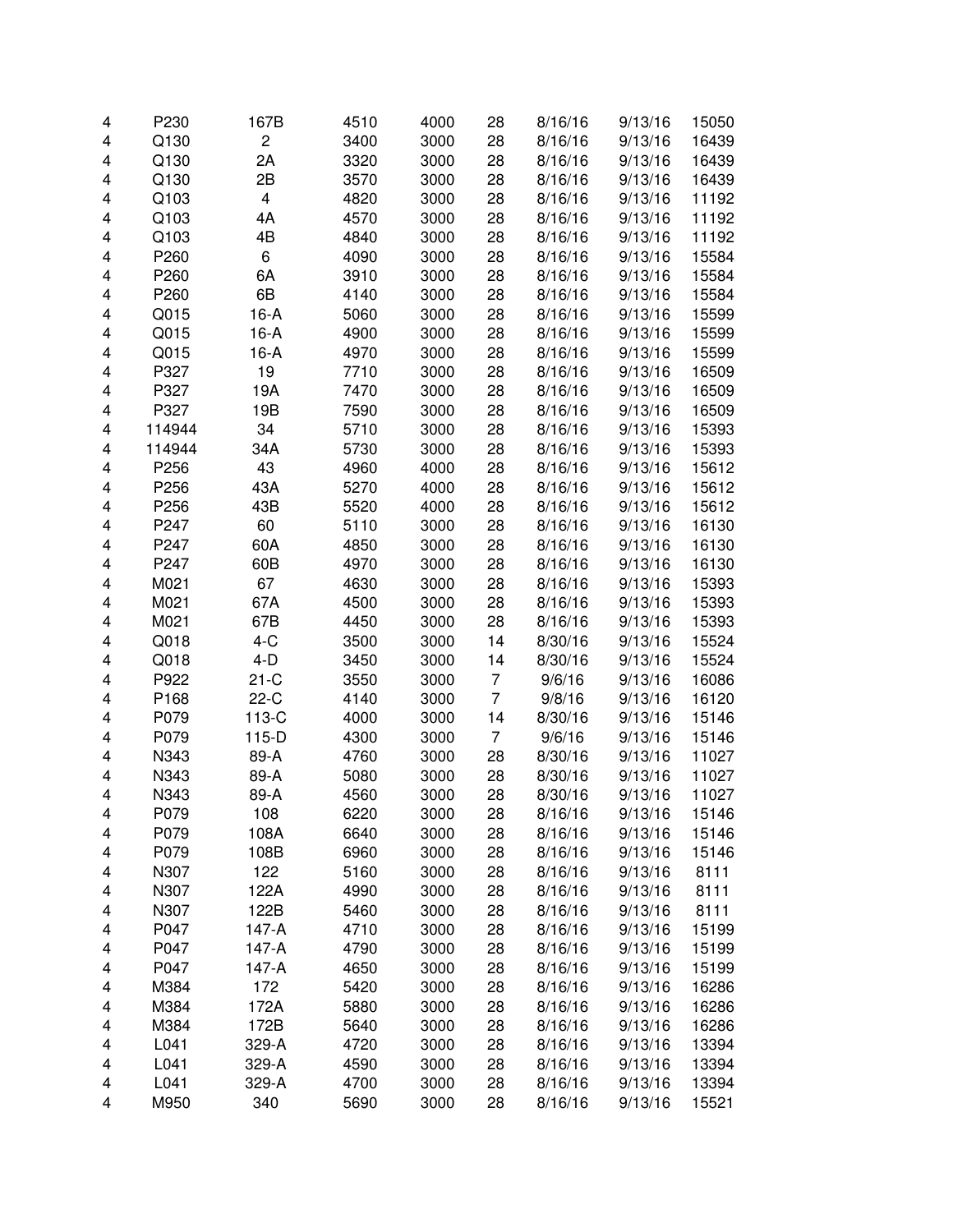| | | | | | | | | |
|---|---|---|---|---|---|---|---|---|
| 4 | P230 | 167B | 4510 | 4000 | 28 | 8/16/16 | 9/13/16 | 15050 |
| 4 | Q130 | 2 | 3400 | 3000 | 28 | 8/16/16 | 9/13/16 | 16439 |
| 4 | Q130 | 2A | 3320 | 3000 | 28 | 8/16/16 | 9/13/16 | 16439 |
| 4 | Q130 | 2B | 3570 | 3000 | 28 | 8/16/16 | 9/13/16 | 16439 |
| 4 | Q103 | 4 | 4820 | 3000 | 28 | 8/16/16 | 9/13/16 | 11192 |
| 4 | Q103 | 4A | 4570 | 3000 | 28 | 8/16/16 | 9/13/16 | 11192 |
| 4 | Q103 | 4B | 4840 | 3000 | 28 | 8/16/16 | 9/13/16 | 11192 |
| 4 | P260 | 6 | 4090 | 3000 | 28 | 8/16/16 | 9/13/16 | 15584 |
| 4 | P260 | 6A | 3910 | 3000 | 28 | 8/16/16 | 9/13/16 | 15584 |
| 4 | P260 | 6B | 4140 | 3000 | 28 | 8/16/16 | 9/13/16 | 15584 |
| 4 | Q015 | 16-A | 5060 | 3000 | 28 | 8/16/16 | 9/13/16 | 15599 |
| 4 | Q015 | 16-A | 4900 | 3000 | 28 | 8/16/16 | 9/13/16 | 15599 |
| 4 | Q015 | 16-A | 4970 | 3000 | 28 | 8/16/16 | 9/13/16 | 15599 |
| 4 | P327 | 19 | 7710 | 3000 | 28 | 8/16/16 | 9/13/16 | 16509 |
| 4 | P327 | 19A | 7470 | 3000 | 28 | 8/16/16 | 9/13/16 | 16509 |
| 4 | P327 | 19B | 7590 | 3000 | 28 | 8/16/16 | 9/13/16 | 16509 |
| 4 | 114944 | 34 | 5710 | 3000 | 28 | 8/16/16 | 9/13/16 | 15393 |
| 4 | 114944 | 34A | 5730 | 3000 | 28 | 8/16/16 | 9/13/16 | 15393 |
| 4 | P256 | 43 | 4960 | 4000 | 28 | 8/16/16 | 9/13/16 | 15612 |
| 4 | P256 | 43A | 5270 | 4000 | 28 | 8/16/16 | 9/13/16 | 15612 |
| 4 | P256 | 43B | 5520 | 4000 | 28 | 8/16/16 | 9/13/16 | 15612 |
| 4 | P247 | 60 | 5110 | 3000 | 28 | 8/16/16 | 9/13/16 | 16130 |
| 4 | P247 | 60A | 4850 | 3000 | 28 | 8/16/16 | 9/13/16 | 16130 |
| 4 | P247 | 60B | 4970 | 3000 | 28 | 8/16/16 | 9/13/16 | 16130 |
| 4 | M021 | 67 | 4630 | 3000 | 28 | 8/16/16 | 9/13/16 | 15393 |
| 4 | M021 | 67A | 4500 | 3000 | 28 | 8/16/16 | 9/13/16 | 15393 |
| 4 | M021 | 67B | 4450 | 3000 | 28 | 8/16/16 | 9/13/16 | 15393 |
| 4 | Q018 | 4-C | 3500 | 3000 | 14 | 8/30/16 | 9/13/16 | 15524 |
| 4 | Q018 | 4-D | 3450 | 3000 | 14 | 8/30/16 | 9/13/16 | 15524 |
| 4 | P922 | 21-C | 3550 | 3000 | 7 | 9/6/16 | 9/13/16 | 16086 |
| 4 | P168 | 22-C | 4140 | 3000 | 7 | 9/8/16 | 9/13/16 | 16120 |
| 4 | P079 | 113-C | 4000 | 3000 | 14 | 8/30/16 | 9/13/16 | 15146 |
| 4 | P079 | 115-D | 4300 | 3000 | 7 | 9/6/16 | 9/13/16 | 15146 |
| 4 | N343 | 89-A | 4760 | 3000 | 28 | 8/30/16 | 9/13/16 | 11027 |
| 4 | N343 | 89-A | 5080 | 3000 | 28 | 8/30/16 | 9/13/16 | 11027 |
| 4 | N343 | 89-A | 4560 | 3000 | 28 | 8/30/16 | 9/13/16 | 11027 |
| 4 | P079 | 108 | 6220 | 3000 | 28 | 8/16/16 | 9/13/16 | 15146 |
| 4 | P079 | 108A | 6640 | 3000 | 28 | 8/16/16 | 9/13/16 | 15146 |
| 4 | P079 | 108B | 6960 | 3000 | 28 | 8/16/16 | 9/13/16 | 15146 |
| 4 | N307 | 122 | 5160 | 3000 | 28 | 8/16/16 | 9/13/16 | 8111 |
| 4 | N307 | 122A | 4990 | 3000 | 28 | 8/16/16 | 9/13/16 | 8111 |
| 4 | N307 | 122B | 5460 | 3000 | 28 | 8/16/16 | 9/13/16 | 8111 |
| 4 | P047 | 147-A | 4710 | 3000 | 28 | 8/16/16 | 9/13/16 | 15199 |
| 4 | P047 | 147-A | 4790 | 3000 | 28 | 8/16/16 | 9/13/16 | 15199 |
| 4 | P047 | 147-A | 4650 | 3000 | 28 | 8/16/16 | 9/13/16 | 15199 |
| 4 | M384 | 172 | 5420 | 3000 | 28 | 8/16/16 | 9/13/16 | 16286 |
| 4 | M384 | 172A | 5880 | 3000 | 28 | 8/16/16 | 9/13/16 | 16286 |
| 4 | M384 | 172B | 5640 | 3000 | 28 | 8/16/16 | 9/13/16 | 16286 |
| 4 | L041 | 329-A | 4720 | 3000 | 28 | 8/16/16 | 9/13/16 | 13394 |
| 4 | L041 | 329-A | 4590 | 3000 | 28 | 8/16/16 | 9/13/16 | 13394 |
| 4 | L041 | 329-A | 4700 | 3000 | 28 | 8/16/16 | 9/13/16 | 13394 |
| 4 | M950 | 340 | 5690 | 3000 | 28 | 8/16/16 | 9/13/16 | 15521 |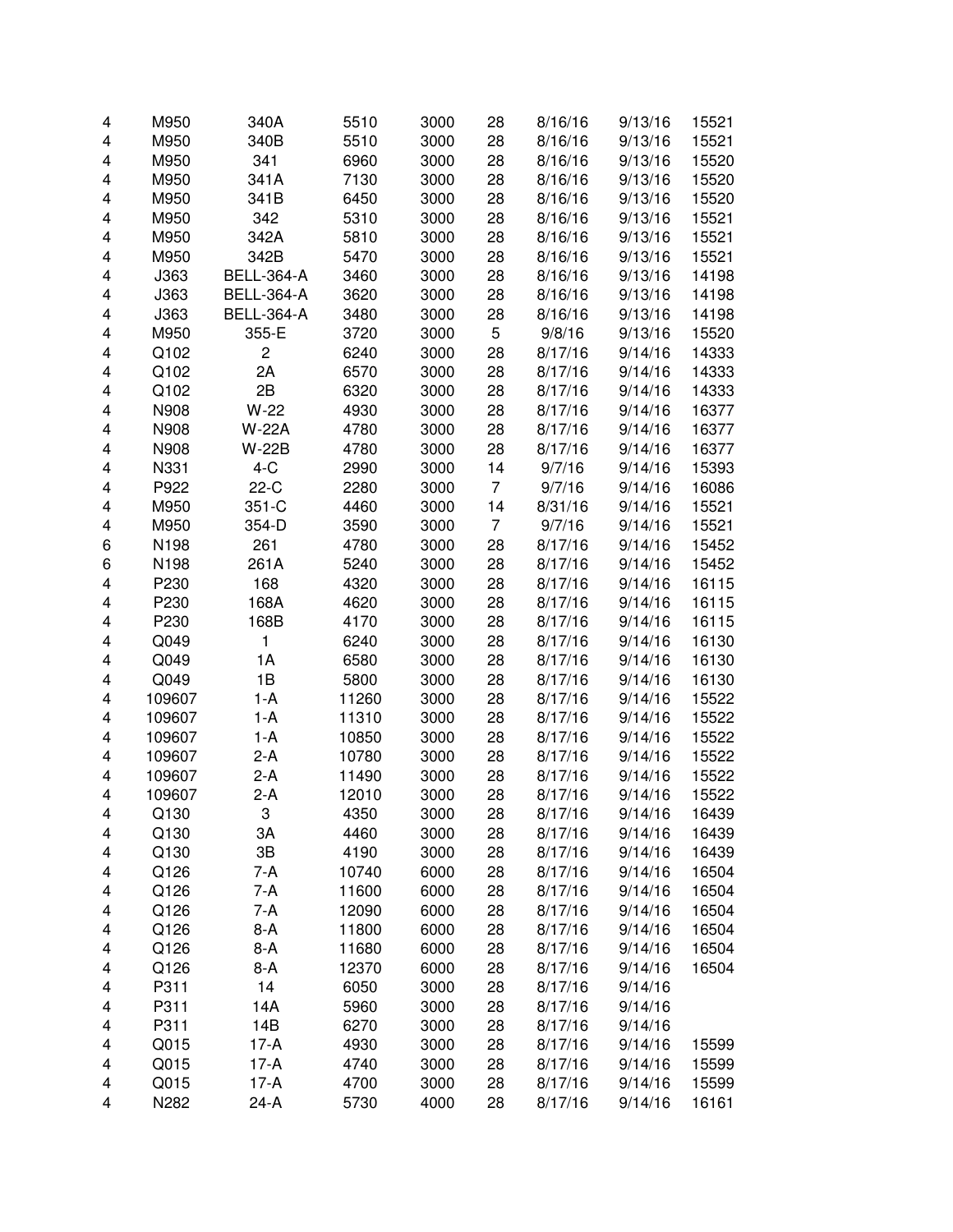| | | | | | | | | |
|---|---|---|---|---|---|---|---|---|
| 4 | M950 | 340A | 5510 | 3000 | 28 | 8/16/16 | 9/13/16 | 15521 |
| 4 | M950 | 340B | 5510 | 3000 | 28 | 8/16/16 | 9/13/16 | 15521 |
| 4 | M950 | 341 | 6960 | 3000 | 28 | 8/16/16 | 9/13/16 | 15520 |
| 4 | M950 | 341A | 7130 | 3000 | 28 | 8/16/16 | 9/13/16 | 15520 |
| 4 | M950 | 341B | 6450 | 3000 | 28 | 8/16/16 | 9/13/16 | 15520 |
| 4 | M950 | 342 | 5310 | 3000 | 28 | 8/16/16 | 9/13/16 | 15521 |
| 4 | M950 | 342A | 5810 | 3000 | 28 | 8/16/16 | 9/13/16 | 15521 |
| 4 | M950 | 342B | 5470 | 3000 | 28 | 8/16/16 | 9/13/16 | 15521 |
| 4 | J363 | BELL-364-A | 3460 | 3000 | 28 | 8/16/16 | 9/13/16 | 14198 |
| 4 | J363 | BELL-364-A | 3620 | 3000 | 28 | 8/16/16 | 9/13/16 | 14198 |
| 4 | J363 | BELL-364-A | 3480 | 3000 | 28 | 8/16/16 | 9/13/16 | 14198 |
| 4 | M950 | 355-E | 3720 | 3000 | 5 | 9/8/16 | 9/13/16 | 15520 |
| 4 | Q102 | 2 | 6240 | 3000 | 28 | 8/17/16 | 9/14/16 | 14333 |
| 4 | Q102 | 2A | 6570 | 3000 | 28 | 8/17/16 | 9/14/16 | 14333 |
| 4 | Q102 | 2B | 6320 | 3000 | 28 | 8/17/16 | 9/14/16 | 14333 |
| 4 | N908 | W-22 | 4930 | 3000 | 28 | 8/17/16 | 9/14/16 | 16377 |
| 4 | N908 | W-22A | 4780 | 3000 | 28 | 8/17/16 | 9/14/16 | 16377 |
| 4 | N908 | W-22B | 4780 | 3000 | 28 | 8/17/16 | 9/14/16 | 16377 |
| 4 | N331 | 4-C | 2990 | 3000 | 14 | 9/7/16 | 9/14/16 | 15393 |
| 4 | P922 | 22-C | 2280 | 3000 | 7 | 9/7/16 | 9/14/16 | 16086 |
| 4 | M950 | 351-C | 4460 | 3000 | 14 | 8/31/16 | 9/14/16 | 15521 |
| 4 | M950 | 354-D | 3590 | 3000 | 7 | 9/7/16 | 9/14/16 | 15521 |
| 6 | N198 | 261 | 4780 | 3000 | 28 | 8/17/16 | 9/14/16 | 15452 |
| 6 | N198 | 261A | 5240 | 3000 | 28 | 8/17/16 | 9/14/16 | 15452 |
| 4 | P230 | 168 | 4320 | 3000 | 28 | 8/17/16 | 9/14/16 | 16115 |
| 4 | P230 | 168A | 4620 | 3000 | 28 | 8/17/16 | 9/14/16 | 16115 |
| 4 | P230 | 168B | 4170 | 3000 | 28 | 8/17/16 | 9/14/16 | 16115 |
| 4 | Q049 | 1 | 6240 | 3000 | 28 | 8/17/16 | 9/14/16 | 16130 |
| 4 | Q049 | 1A | 6580 | 3000 | 28 | 8/17/16 | 9/14/16 | 16130 |
| 4 | Q049 | 1B | 5800 | 3000 | 28 | 8/17/16 | 9/14/16 | 16130 |
| 4 | 109607 | 1-A | 11260 | 3000 | 28 | 8/17/16 | 9/14/16 | 15522 |
| 4 | 109607 | 1-A | 11310 | 3000 | 28 | 8/17/16 | 9/14/16 | 15522 |
| 4 | 109607 | 1-A | 10850 | 3000 | 28 | 8/17/16 | 9/14/16 | 15522 |
| 4 | 109607 | 2-A | 10780 | 3000 | 28 | 8/17/16 | 9/14/16 | 15522 |
| 4 | 109607 | 2-A | 11490 | 3000 | 28 | 8/17/16 | 9/14/16 | 15522 |
| 4 | 109607 | 2-A | 12010 | 3000 | 28 | 8/17/16 | 9/14/16 | 15522 |
| 4 | Q130 | 3 | 4350 | 3000 | 28 | 8/17/16 | 9/14/16 | 16439 |
| 4 | Q130 | 3A | 4460 | 3000 | 28 | 8/17/16 | 9/14/16 | 16439 |
| 4 | Q130 | 3B | 4190 | 3000 | 28 | 8/17/16 | 9/14/16 | 16439 |
| 4 | Q126 | 7-A | 10740 | 6000 | 28 | 8/17/16 | 9/14/16 | 16504 |
| 4 | Q126 | 7-A | 11600 | 6000 | 28 | 8/17/16 | 9/14/16 | 16504 |
| 4 | Q126 | 7-A | 12090 | 6000 | 28 | 8/17/16 | 9/14/16 | 16504 |
| 4 | Q126 | 8-A | 11800 | 6000 | 28 | 8/17/16 | 9/14/16 | 16504 |
| 4 | Q126 | 8-A | 11680 | 6000 | 28 | 8/17/16 | 9/14/16 | 16504 |
| 4 | Q126 | 8-A | 12370 | 6000 | 28 | 8/17/16 | 9/14/16 | 16504 |
| 4 | P311 | 14 | 6050 | 3000 | 28 | 8/17/16 | 9/14/16 | |
| 4 | P311 | 14A | 5960 | 3000 | 28 | 8/17/16 | 9/14/16 | |
| 4 | P311 | 14B | 6270 | 3000 | 28 | 8/17/16 | 9/14/16 | |
| 4 | Q015 | 17-A | 4930 | 3000 | 28 | 8/17/16 | 9/14/16 | 15599 |
| 4 | Q015 | 17-A | 4740 | 3000 | 28 | 8/17/16 | 9/14/16 | 15599 |
| 4 | Q015 | 17-A | 4700 | 3000 | 28 | 8/17/16 | 9/14/16 | 15599 |
| 4 | N282 | 24-A | 5730 | 4000 | 28 | 8/17/16 | 9/14/16 | 16161 |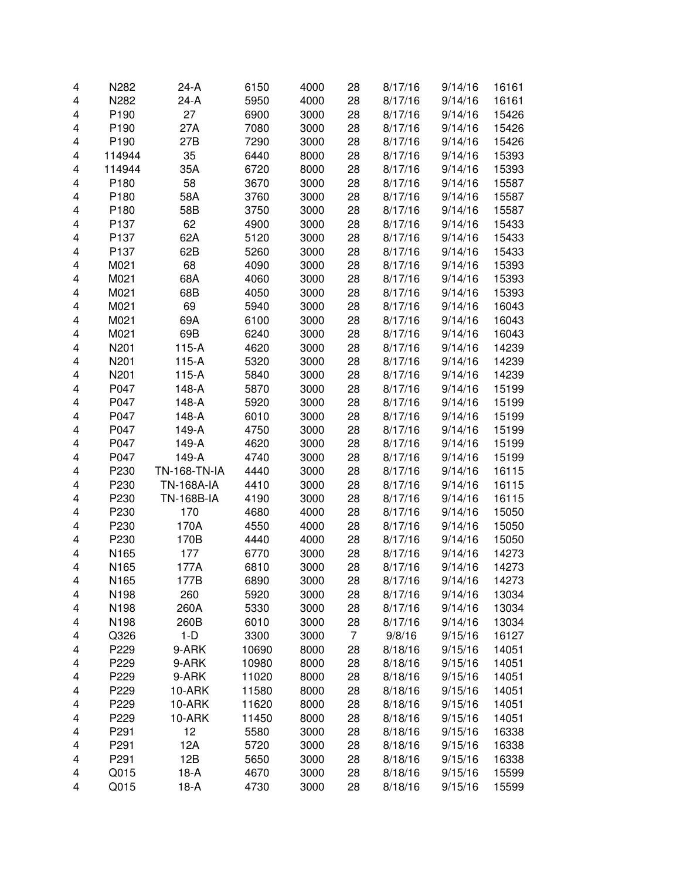| | | | | | | | | |
|---|---|---|---|---|---|---|---|---|
| 4 | N282 | 24-A | 6150 | 4000 | 28 | 8/17/16 | 9/14/16 | 16161 |
| 4 | N282 | 24-A | 5950 | 4000 | 28 | 8/17/16 | 9/14/16 | 16161 |
| 4 | P190 | 27 | 6900 | 3000 | 28 | 8/17/16 | 9/14/16 | 15426 |
| 4 | P190 | 27A | 7080 | 3000 | 28 | 8/17/16 | 9/14/16 | 15426 |
| 4 | P190 | 27B | 7290 | 3000 | 28 | 8/17/16 | 9/14/16 | 15426 |
| 4 | 114944 | 35 | 6440 | 8000 | 28 | 8/17/16 | 9/14/16 | 15393 |
| 4 | 114944 | 35A | 6720 | 8000 | 28 | 8/17/16 | 9/14/16 | 15393 |
| 4 | P180 | 58 | 3670 | 3000 | 28 | 8/17/16 | 9/14/16 | 15587 |
| 4 | P180 | 58A | 3760 | 3000 | 28 | 8/17/16 | 9/14/16 | 15587 |
| 4 | P180 | 58B | 3750 | 3000 | 28 | 8/17/16 | 9/14/16 | 15587 |
| 4 | P137 | 62 | 4900 | 3000 | 28 | 8/17/16 | 9/14/16 | 15433 |
| 4 | P137 | 62A | 5120 | 3000 | 28 | 8/17/16 | 9/14/16 | 15433 |
| 4 | P137 | 62B | 5260 | 3000 | 28 | 8/17/16 | 9/14/16 | 15433 |
| 4 | M021 | 68 | 4090 | 3000 | 28 | 8/17/16 | 9/14/16 | 15393 |
| 4 | M021 | 68A | 4060 | 3000 | 28 | 8/17/16 | 9/14/16 | 15393 |
| 4 | M021 | 68B | 4050 | 3000 | 28 | 8/17/16 | 9/14/16 | 15393 |
| 4 | M021 | 69 | 5940 | 3000 | 28 | 8/17/16 | 9/14/16 | 16043 |
| 4 | M021 | 69A | 6100 | 3000 | 28 | 8/17/16 | 9/14/16 | 16043 |
| 4 | M021 | 69B | 6240 | 3000 | 28 | 8/17/16 | 9/14/16 | 16043 |
| 4 | N201 | 115-A | 4620 | 3000 | 28 | 8/17/16 | 9/14/16 | 14239 |
| 4 | N201 | 115-A | 5320 | 3000 | 28 | 8/17/16 | 9/14/16 | 14239 |
| 4 | N201 | 115-A | 5840 | 3000 | 28 | 8/17/16 | 9/14/16 | 14239 |
| 4 | P047 | 148-A | 5870 | 3000 | 28 | 8/17/16 | 9/14/16 | 15199 |
| 4 | P047 | 148-A | 5920 | 3000 | 28 | 8/17/16 | 9/14/16 | 15199 |
| 4 | P047 | 148-A | 6010 | 3000 | 28 | 8/17/16 | 9/14/16 | 15199 |
| 4 | P047 | 149-A | 4750 | 3000 | 28 | 8/17/16 | 9/14/16 | 15199 |
| 4 | P047 | 149-A | 4620 | 3000 | 28 | 8/17/16 | 9/14/16 | 15199 |
| 4 | P047 | 149-A | 4740 | 3000 | 28 | 8/17/16 | 9/14/16 | 15199 |
| 4 | P230 | TN-168-TN-IA | 4440 | 3000 | 28 | 8/17/16 | 9/14/16 | 16115 |
| 4 | P230 | TN-168A-IA | 4410 | 3000 | 28 | 8/17/16 | 9/14/16 | 16115 |
| 4 | P230 | TN-168B-IA | 4190 | 3000 | 28 | 8/17/16 | 9/14/16 | 16115 |
| 4 | P230 | 170 | 4680 | 4000 | 28 | 8/17/16 | 9/14/16 | 15050 |
| 4 | P230 | 170A | 4550 | 4000 | 28 | 8/17/16 | 9/14/16 | 15050 |
| 4 | P230 | 170B | 4440 | 4000 | 28 | 8/17/16 | 9/14/16 | 15050 |
| 4 | N165 | 177 | 6770 | 3000 | 28 | 8/17/16 | 9/14/16 | 14273 |
| 4 | N165 | 177A | 6810 | 3000 | 28 | 8/17/16 | 9/14/16 | 14273 |
| 4 | N165 | 177B | 6890 | 3000 | 28 | 8/17/16 | 9/14/16 | 14273 |
| 4 | N198 | 260 | 5920 | 3000 | 28 | 8/17/16 | 9/14/16 | 13034 |
| 4 | N198 | 260A | 5330 | 3000 | 28 | 8/17/16 | 9/14/16 | 13034 |
| 4 | N198 | 260B | 6010 | 3000 | 28 | 8/17/16 | 9/14/16 | 13034 |
| 4 | Q326 | 1-D | 3300 | 3000 | 7 | 9/8/16 | 9/15/16 | 16127 |
| 4 | P229 | 9-ARK | 10690 | 8000 | 28 | 8/18/16 | 9/15/16 | 14051 |
| 4 | P229 | 9-ARK | 10980 | 8000 | 28 | 8/18/16 | 9/15/16 | 14051 |
| 4 | P229 | 9-ARK | 11020 | 8000 | 28 | 8/18/16 | 9/15/16 | 14051 |
| 4 | P229 | 10-ARK | 11580 | 8000 | 28 | 8/18/16 | 9/15/16 | 14051 |
| 4 | P229 | 10-ARK | 11620 | 8000 | 28 | 8/18/16 | 9/15/16 | 14051 |
| 4 | P229 | 10-ARK | 11450 | 8000 | 28 | 8/18/16 | 9/15/16 | 14051 |
| 4 | P291 | 12 | 5580 | 3000 | 28 | 8/18/16 | 9/15/16 | 16338 |
| 4 | P291 | 12A | 5720 | 3000 | 28 | 8/18/16 | 9/15/16 | 16338 |
| 4 | P291 | 12B | 5650 | 3000 | 28 | 8/18/16 | 9/15/16 | 16338 |
| 4 | Q015 | 18-A | 4670 | 3000 | 28 | 8/18/16 | 9/15/16 | 15599 |
| 4 | Q015 | 18-A | 4730 | 3000 | 28 | 8/18/16 | 9/15/16 | 15599 |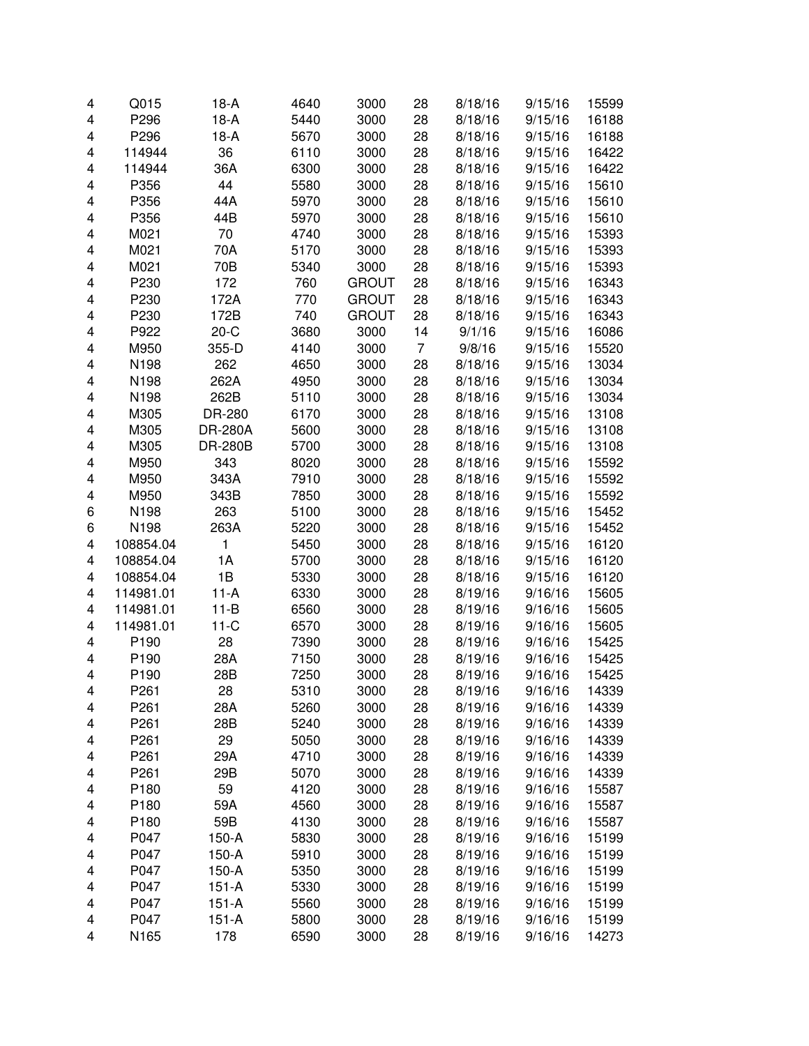| | | | | | | | | |
|---|---|---|---|---|---|---|---|---|
| 4 | Q015 | 18-A | 4640 | 3000 | 28 | 8/18/16 | 9/15/16 | 15599 |
| 4 | P296 | 18-A | 5440 | 3000 | 28 | 8/18/16 | 9/15/16 | 16188 |
| 4 | P296 | 18-A | 5670 | 3000 | 28 | 8/18/16 | 9/15/16 | 16188 |
| 4 | 114944 | 36 | 6110 | 3000 | 28 | 8/18/16 | 9/15/16 | 16422 |
| 4 | 114944 | 36A | 6300 | 3000 | 28 | 8/18/16 | 9/15/16 | 16422 |
| 4 | P356 | 44 | 5580 | 3000 | 28 | 8/18/16 | 9/15/16 | 15610 |
| 4 | P356 | 44A | 5970 | 3000 | 28 | 8/18/16 | 9/15/16 | 15610 |
| 4 | P356 | 44B | 5970 | 3000 | 28 | 8/18/16 | 9/15/16 | 15610 |
| 4 | M021 | 70 | 4740 | 3000 | 28 | 8/18/16 | 9/15/16 | 15393 |
| 4 | M021 | 70A | 5170 | 3000 | 28 | 8/18/16 | 9/15/16 | 15393 |
| 4 | M021 | 70B | 5340 | 3000 | 28 | 8/18/16 | 9/15/16 | 15393 |
| 4 | P230 | 172 | 760 | GROUT | 28 | 8/18/16 | 9/15/16 | 16343 |
| 4 | P230 | 172A | 770 | GROUT | 28 | 8/18/16 | 9/15/16 | 16343 |
| 4 | P230 | 172B | 740 | GROUT | 28 | 8/18/16 | 9/15/16 | 16343 |
| 4 | P922 | 20-C | 3680 | 3000 | 14 | 9/1/16 | 9/15/16 | 16086 |
| 4 | M950 | 355-D | 4140 | 3000 | 7 | 9/8/16 | 9/15/16 | 15520 |
| 4 | N198 | 262 | 4650 | 3000 | 28 | 8/18/16 | 9/15/16 | 13034 |
| 4 | N198 | 262A | 4950 | 3000 | 28 | 8/18/16 | 9/15/16 | 13034 |
| 4 | N198 | 262B | 5110 | 3000 | 28 | 8/18/16 | 9/15/16 | 13034 |
| 4 | M305 | DR-280 | 6170 | 3000 | 28 | 8/18/16 | 9/15/16 | 13108 |
| 4 | M305 | DR-280A | 5600 | 3000 | 28 | 8/18/16 | 9/15/16 | 13108 |
| 4 | M305 | DR-280B | 5700 | 3000 | 28 | 8/18/16 | 9/15/16 | 13108 |
| 4 | M950 | 343 | 8020 | 3000 | 28 | 8/18/16 | 9/15/16 | 15592 |
| 4 | M950 | 343A | 7910 | 3000 | 28 | 8/18/16 | 9/15/16 | 15592 |
| 4 | M950 | 343B | 7850 | 3000 | 28 | 8/18/16 | 9/15/16 | 15592 |
| 6 | N198 | 263 | 5100 | 3000 | 28 | 8/18/16 | 9/15/16 | 15452 |
| 6 | N198 | 263A | 5220 | 3000 | 28 | 8/18/16 | 9/15/16 | 15452 |
| 4 | 108854.04 | 1 | 5450 | 3000 | 28 | 8/18/16 | 9/15/16 | 16120 |
| 4 | 108854.04 | 1A | 5700 | 3000 | 28 | 8/18/16 | 9/15/16 | 16120 |
| 4 | 108854.04 | 1B | 5330 | 3000 | 28 | 8/18/16 | 9/15/16 | 16120 |
| 4 | 114981.01 | 11-A | 6330 | 3000 | 28 | 8/19/16 | 9/16/16 | 15605 |
| 4 | 114981.01 | 11-B | 6560 | 3000 | 28 | 8/19/16 | 9/16/16 | 15605 |
| 4 | 114981.01 | 11-C | 6570 | 3000 | 28 | 8/19/16 | 9/16/16 | 15605 |
| 4 | P190 | 28 | 7390 | 3000 | 28 | 8/19/16 | 9/16/16 | 15425 |
| 4 | P190 | 28A | 7150 | 3000 | 28 | 8/19/16 | 9/16/16 | 15425 |
| 4 | P190 | 28B | 7250 | 3000 | 28 | 8/19/16 | 9/16/16 | 15425 |
| 4 | P261 | 28 | 5310 | 3000 | 28 | 8/19/16 | 9/16/16 | 14339 |
| 4 | P261 | 28A | 5260 | 3000 | 28 | 8/19/16 | 9/16/16 | 14339 |
| 4 | P261 | 28B | 5240 | 3000 | 28 | 8/19/16 | 9/16/16 | 14339 |
| 4 | P261 | 29 | 5050 | 3000 | 28 | 8/19/16 | 9/16/16 | 14339 |
| 4 | P261 | 29A | 4710 | 3000 | 28 | 8/19/16 | 9/16/16 | 14339 |
| 4 | P261 | 29B | 5070 | 3000 | 28 | 8/19/16 | 9/16/16 | 14339 |
| 4 | P180 | 59 | 4120 | 3000 | 28 | 8/19/16 | 9/16/16 | 15587 |
| 4 | P180 | 59A | 4560 | 3000 | 28 | 8/19/16 | 9/16/16 | 15587 |
| 4 | P180 | 59B | 4130 | 3000 | 28 | 8/19/16 | 9/16/16 | 15587 |
| 4 | P047 | 150-A | 5830 | 3000 | 28 | 8/19/16 | 9/16/16 | 15199 |
| 4 | P047 | 150-A | 5910 | 3000 | 28 | 8/19/16 | 9/16/16 | 15199 |
| 4 | P047 | 150-A | 5350 | 3000 | 28 | 8/19/16 | 9/16/16 | 15199 |
| 4 | P047 | 151-A | 5330 | 3000 | 28 | 8/19/16 | 9/16/16 | 15199 |
| 4 | P047 | 151-A | 5560 | 3000 | 28 | 8/19/16 | 9/16/16 | 15199 |
| 4 | P047 | 151-A | 5800 | 3000 | 28 | 8/19/16 | 9/16/16 | 15199 |
| 4 | N165 | 178 | 6590 | 3000 | 28 | 8/19/16 | 9/16/16 | 14273 |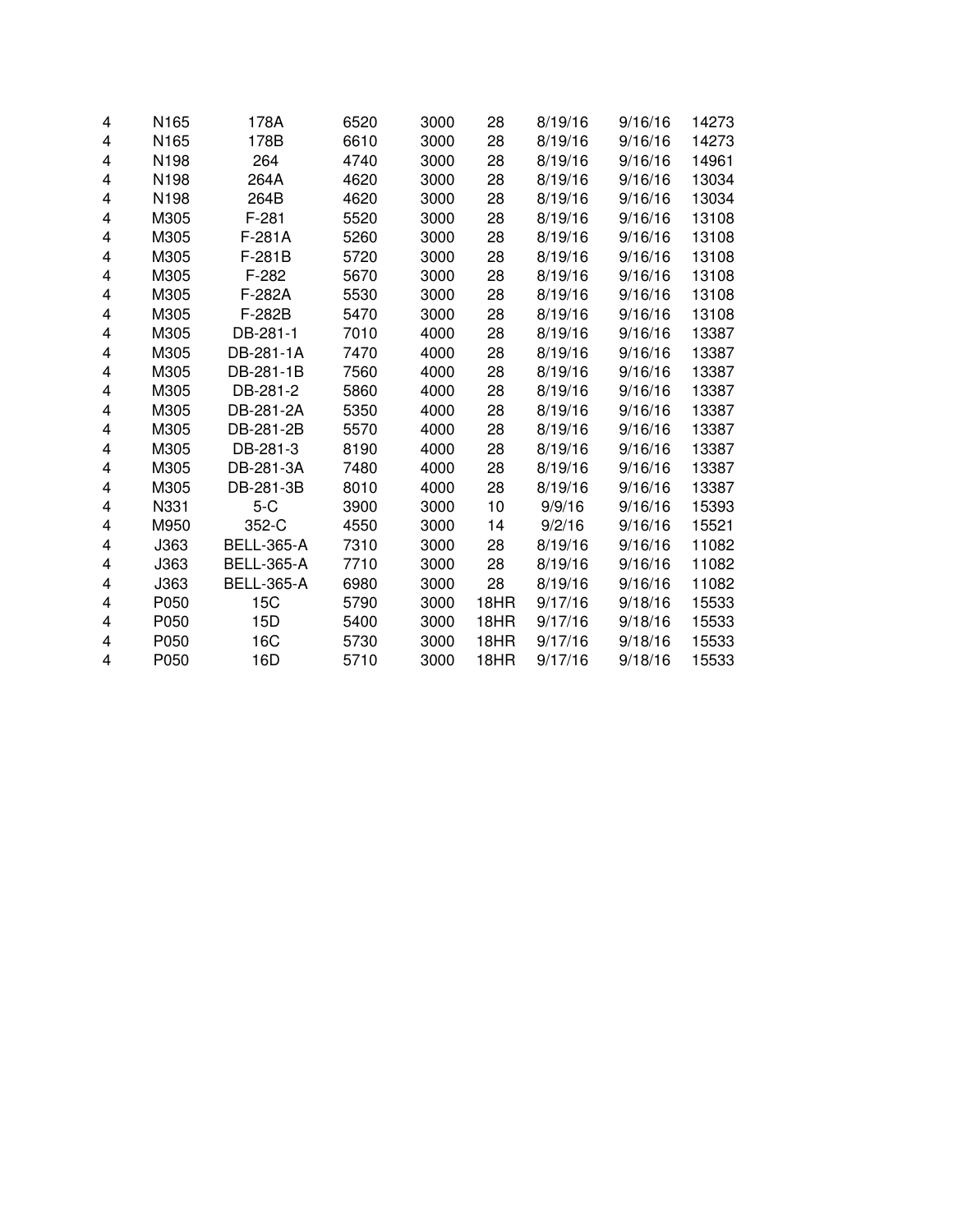| | | | | | | | | |
|---|---|---|---|---|---|---|---|---|
| 4 | N165 | 178A | 6520 | 3000 | 28 | 8/19/16 | 9/16/16 | 14273 |
| 4 | N165 | 178B | 6610 | 3000 | 28 | 8/19/16 | 9/16/16 | 14273 |
| 4 | N198 | 264 | 4740 | 3000 | 28 | 8/19/16 | 9/16/16 | 14961 |
| 4 | N198 | 264A | 4620 | 3000 | 28 | 8/19/16 | 9/16/16 | 13034 |
| 4 | N198 | 264B | 4620 | 3000 | 28 | 8/19/16 | 9/16/16 | 13034 |
| 4 | M305 | F-281 | 5520 | 3000 | 28 | 8/19/16 | 9/16/16 | 13108 |
| 4 | M305 | F-281A | 5260 | 3000 | 28 | 8/19/16 | 9/16/16 | 13108 |
| 4 | M305 | F-281B | 5720 | 3000 | 28 | 8/19/16 | 9/16/16 | 13108 |
| 4 | M305 | F-282 | 5670 | 3000 | 28 | 8/19/16 | 9/16/16 | 13108 |
| 4 | M305 | F-282A | 5530 | 3000 | 28 | 8/19/16 | 9/16/16 | 13108 |
| 4 | M305 | F-282B | 5470 | 3000 | 28 | 8/19/16 | 9/16/16 | 13108 |
| 4 | M305 | DB-281-1 | 7010 | 4000 | 28 | 8/19/16 | 9/16/16 | 13387 |
| 4 | M305 | DB-281-1A | 7470 | 4000 | 28 | 8/19/16 | 9/16/16 | 13387 |
| 4 | M305 | DB-281-1B | 7560 | 4000 | 28 | 8/19/16 | 9/16/16 | 13387 |
| 4 | M305 | DB-281-2 | 5860 | 4000 | 28 | 8/19/16 | 9/16/16 | 13387 |
| 4 | M305 | DB-281-2A | 5350 | 4000 | 28 | 8/19/16 | 9/16/16 | 13387 |
| 4 | M305 | DB-281-2B | 5570 | 4000 | 28 | 8/19/16 | 9/16/16 | 13387 |
| 4 | M305 | DB-281-3 | 8190 | 4000 | 28 | 8/19/16 | 9/16/16 | 13387 |
| 4 | M305 | DB-281-3A | 7480 | 4000 | 28 | 8/19/16 | 9/16/16 | 13387 |
| 4 | M305 | DB-281-3B | 8010 | 4000 | 28 | 8/19/16 | 9/16/16 | 13387 |
| 4 | N331 | 5-C | 3900 | 3000 | 10 | 9/9/16 | 9/16/16 | 15393 |
| 4 | M950 | 352-C | 4550 | 3000 | 14 | 9/2/16 | 9/16/16 | 15521 |
| 4 | J363 | BELL-365-A | 7310 | 3000 | 28 | 8/19/16 | 9/16/16 | 11082 |
| 4 | J363 | BELL-365-A | 7710 | 3000 | 28 | 8/19/16 | 9/16/16 | 11082 |
| 4 | J363 | BELL-365-A | 6980 | 3000 | 28 | 8/19/16 | 9/16/16 | 11082 |
| 4 | P050 | 15C | 5790 | 3000 | 18HR | 9/17/16 | 9/18/16 | 15533 |
| 4 | P050 | 15D | 5400 | 3000 | 18HR | 9/17/16 | 9/18/16 | 15533 |
| 4 | P050 | 16C | 5730 | 3000 | 18HR | 9/17/16 | 9/18/16 | 15533 |
| 4 | P050 | 16D | 5710 | 3000 | 18HR | 9/17/16 | 9/18/16 | 15533 |